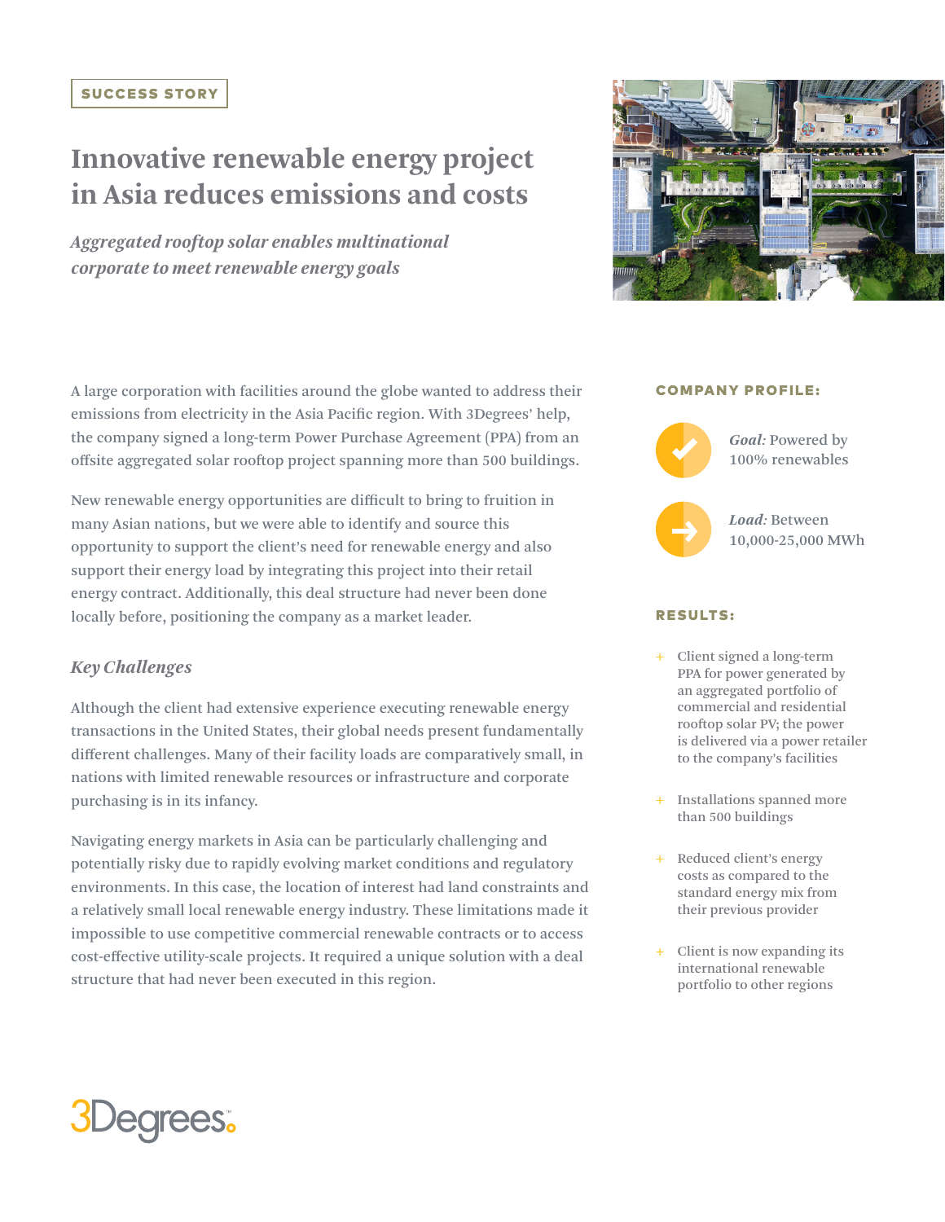SUCCESS STORY

# Innovative renewable energy project in Asia reduces emissions and costs

*Aggregated rooftop solar enables multinational corporate to meet renewable energy goals*

A large corporation with facilities around the globe wanted to address their emissions from electricity in the Asia Pacific region. With 3Degrees' help, the company signed a long-term Power Purchase Agreement (PPA) from an offsite aggregated solar rooftop project spanning more than 500 buildings.

New renewable energy opportunities are difficult to bring to fruition in many Asian nations, but we were able to identify and source this opportunity to support the client's need for renewable energy and also support their energy load by integrating this project into their retail energy contract. Additionally, this deal structure had never been done locally before, positioning the company as a market leader.

## *Key Challenges*

Although the client had extensive experience executing renewable energy transactions in the United States, their global needs present fundamentally different challenges. Many of their facility loads are comparatively small, in nations with limited renewable resources or infrastructure and corporate purchasing is in its infancy.

Navigating energy markets in Asia can be particularly challenging and potentially risky due to rapidly evolving market conditions and regulatory environments. In this case, the location of interest had land constraints and a relatively small local renewable energy industry. These limitations made it impossible to use competitive commercial renewable contracts or to access cost-effective utility-scale projects. It required a unique solution with a deal structure that had never been executed in this region.

### COMPANY PROFILE:

***Goal:*** Powered by 100% renewables

***Load:*** Between 10,000-25,000 MWh

### RESULTS:

+ Client signed a long-term PPA for power generated by an aggregated portfolio of commercial and residential rooftop solar PV; the power is delivered via a power retailer to the company's facilities
+ Installations spanned more than 500 buildings
+ Reduced client's energy costs as compared to the standard energy mix from their previous provider
+ Client is now expanding its international renewable portfolio to other regions

3Degrees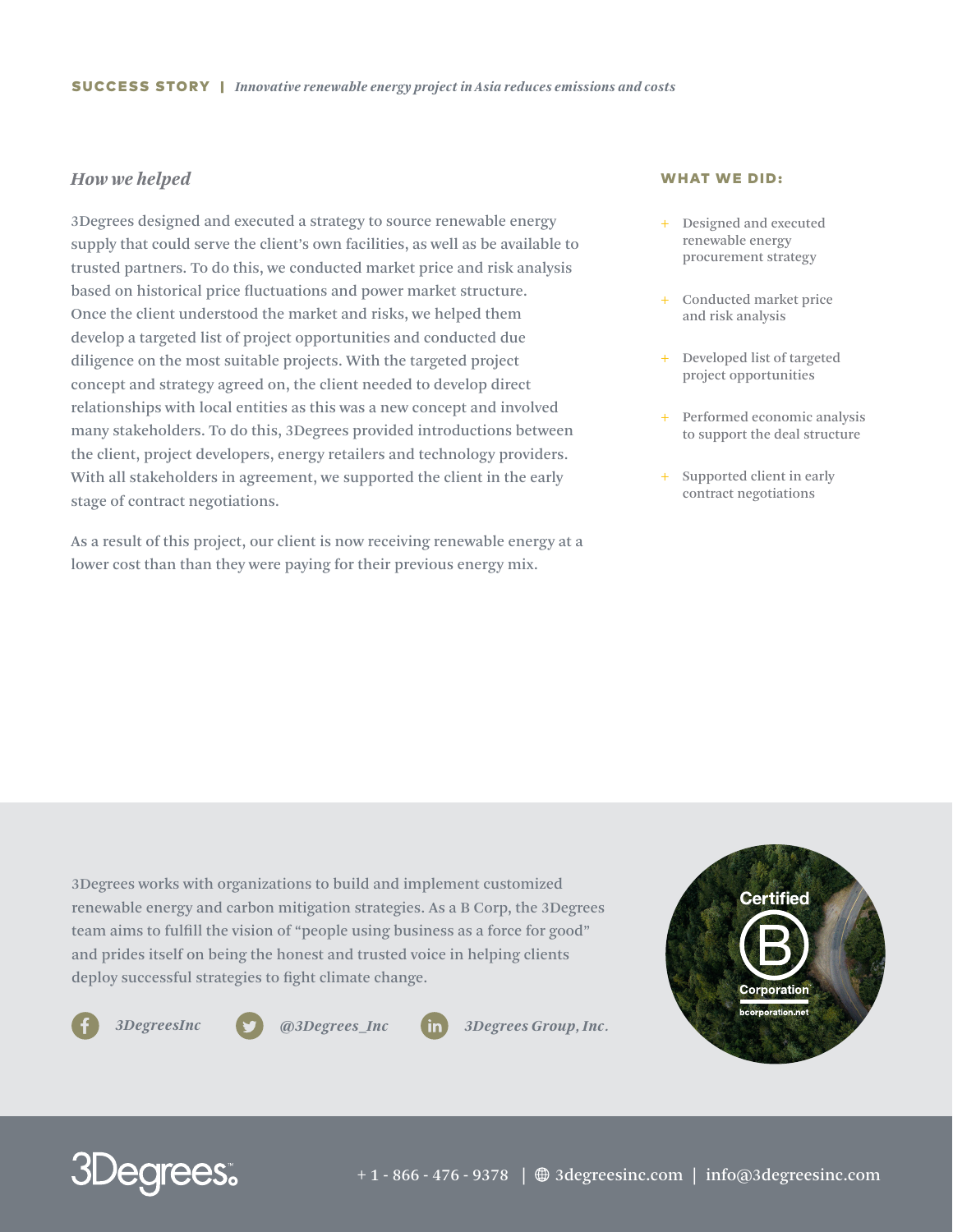**SUCCESS STORY** | *Innovative renewable energy project in Asia reduces emissions and costs*

## *How we helped*

3Degrees designed and executed a strategy to source renewable energy supply that could serve the client's own facilities, as well as be available to trusted partners. To do this, we conducted market price and risk analysis based on historical price fluctuations and power market structure. Once the client understood the market and risks, we helped them develop a targeted list of project opportunities and conducted due diligence on the most suitable projects. With the targeted project concept and strategy agreed on, the client needed to develop direct relationships with local entities as this was a new concept and involved many stakeholders. To do this, 3Degrees provided introductions between the client, project developers, energy retailers and technology providers. With all stakeholders in agreement, we supported the client in the early stage of contract negotiations.

As a result of this project, our client is now receiving renewable energy at a lower cost than than they were paying for their previous energy mix.

### WHAT WE DID:

+ Designed and executed renewable energy procurement strategy
+ Conducted market price and risk analysis
+ Developed list of targeted project opportunities
+ Performed economic analysis to support the deal structure
+ Supported client in early contract negotiations

3Degrees works with organizations to build and implement customized renewable energy and carbon mitigation strategies. As a B Corp, the 3Degrees team aims to fulfill the vision of "people using business as a force for good" and prides itself on being the honest and trusted voice in helping clients deploy successful strategies to fight climate change.

*3DegreesInc* *@3Degrees_Inc* *3Degrees Group, Inc.*

Certified B Corporation bcorporation.net

3Degrees. + 1 - 866 - 476 - 9378 | 3degreesinc.com | info@3degreesinc.com